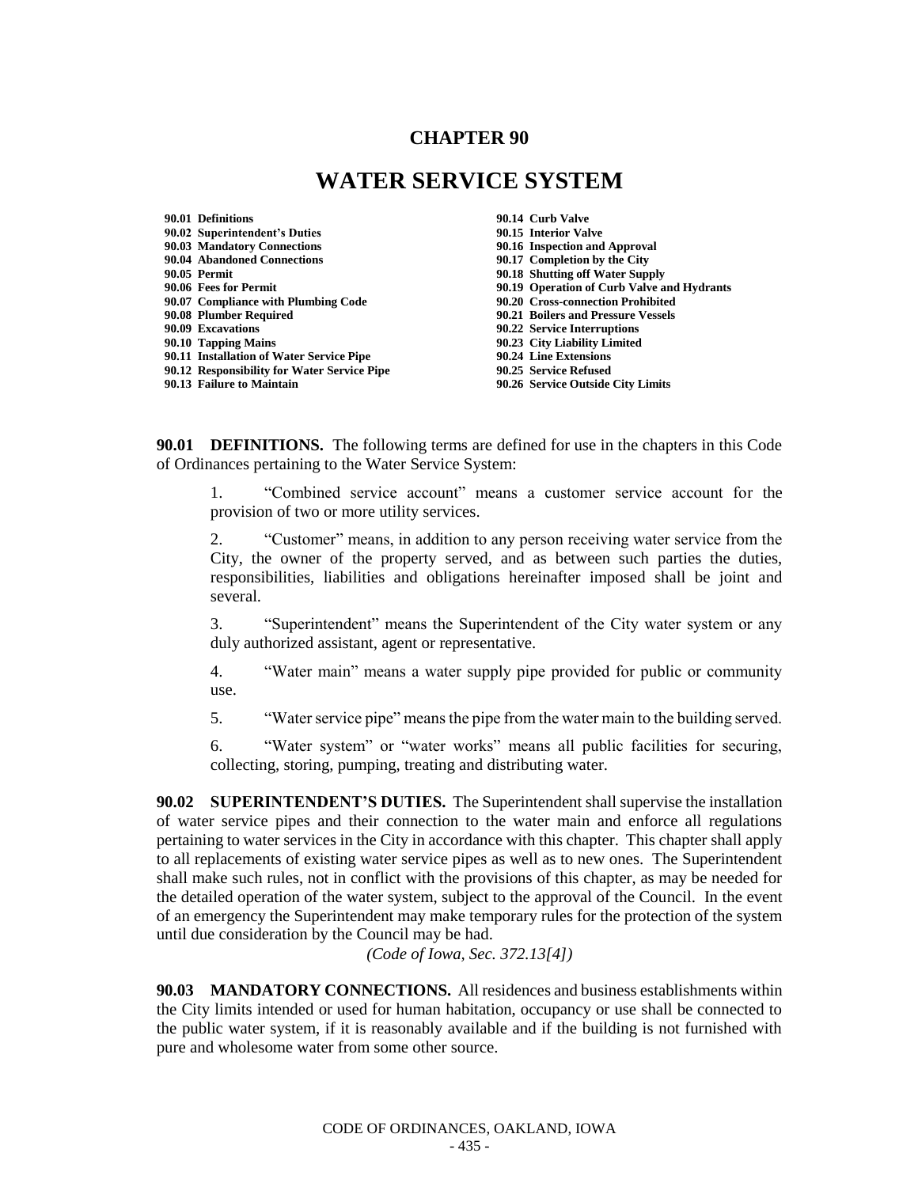# CHAPTER 90

# WATER SERVICE SYSTEM

**90.01 Definitions**
**90.02 Superintendent's Duties**
**90.03 Mandatory Connections**
**90.04 Abandoned Connections**
**90.05 Permit**
**90.06 Fees for Permit**
**90.07 Compliance with Plumbing Code**
**90.08 Plumber Required**
**90.09 Excavations**
**90.10 Tapping Mains**
**90.11 Installation of Water Service Pipe**
**90.12 Responsibility for Water Service Pipe**
**90.13 Failure to Maintain**
**90.14 Curb Valve**
**90.15 Interior Valve**
**90.16 Inspection and Approval**
**90.17 Completion by the City**
**90.18 Shutting off Water Supply**
**90.19 Operation of Curb Valve and Hydrants**
**90.20 Cross-connection Prohibited**
**90.21 Boilers and Pressure Vessels**
**90.22 Service Interruptions**
**90.23 City Liability Limited**
**90.24 Line Extensions**
**90.25 Service Refused**
**90.26 Service Outside City Limits**

**90.01 DEFINITIONS.** The following terms are defined for use in the chapters in this Code of Ordinances pertaining to the Water Service System:

1. "Combined service account" means a customer service account for the provision of two or more utility services.

2. "Customer" means, in addition to any person receiving water service from the City, the owner of the property served, and as between such parties the duties, responsibilities, liabilities and obligations hereinafter imposed shall be joint and several.

3. "Superintendent" means the Superintendent of the City water system or any duly authorized assistant, agent or representative.

4. "Water main" means a water supply pipe provided for public or community use.

5. "Water service pipe" means the pipe from the water main to the building served.

6. "Water system" or "water works" means all public facilities for securing, collecting, storing, pumping, treating and distributing water.

**90.02 SUPERINTENDENT'S DUTIES.** The Superintendent shall supervise the installation of water service pipes and their connection to the water main and enforce all regulations pertaining to water services in the City in accordance with this chapter. This chapter shall apply to all replacements of existing water service pipes as well as to new ones. The Superintendent shall make such rules, not in conflict with the provisions of this chapter, as may be needed for the detailed operation of the water system, subject to the approval of the Council. In the event of an emergency the Superintendent may make temporary rules for the protection of the system until due consideration by the Council may be had.

*(Code of Iowa, Sec. 372.13[4])*

**90.03 MANDATORY CONNECTIONS.** All residences and business establishments within the City limits intended or used for human habitation, occupancy or use shall be connected to the public water system, if it is reasonably available and if the building is not furnished with pure and wholesome water from some other source.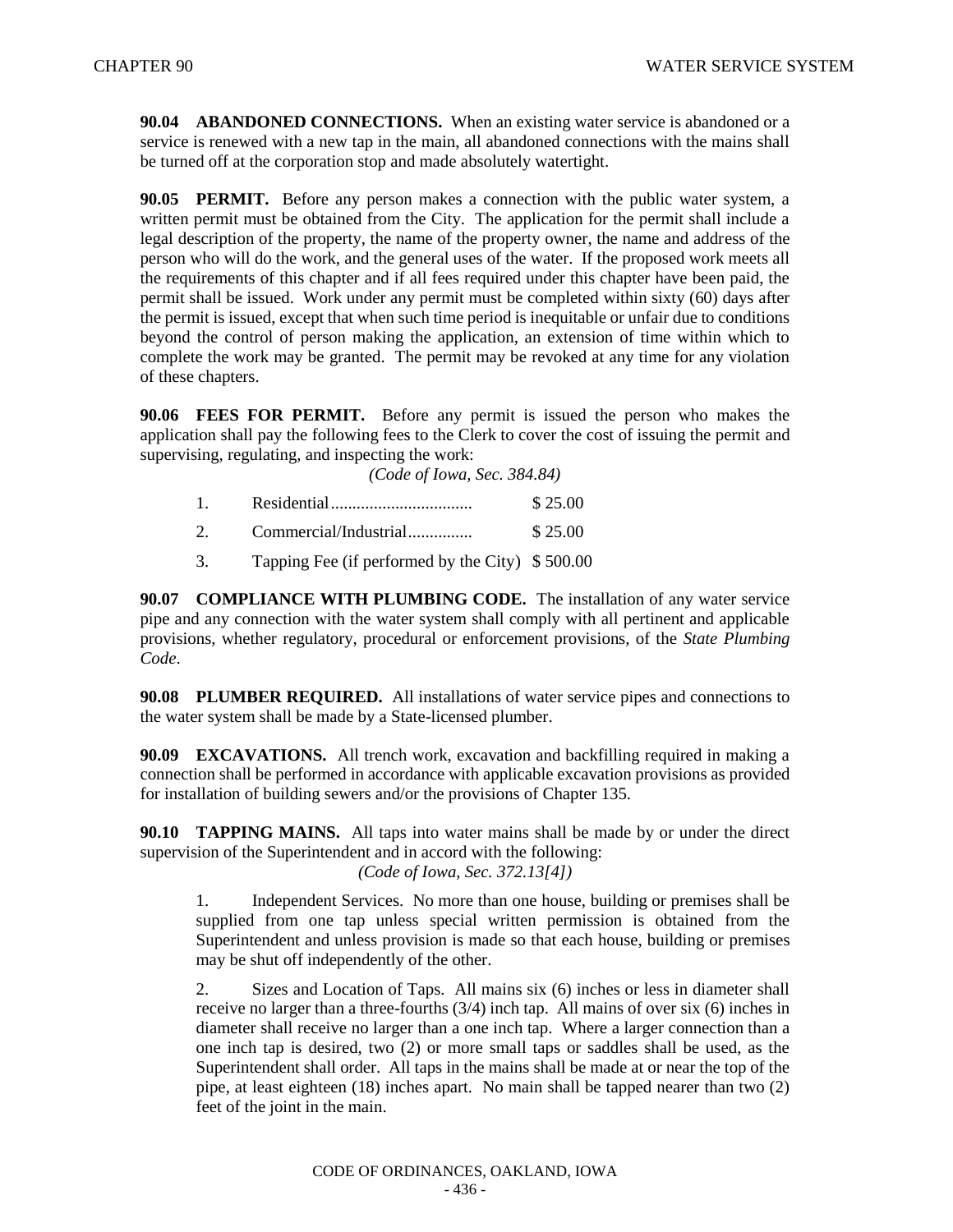**90.04 ABANDONED CONNECTIONS.** When an existing water service is abandoned or a service is renewed with a new tap in the main, all abandoned connections with the mains shall be turned off at the corporation stop and made absolutely watertight.

**90.05 PERMIT.** Before any person makes a connection with the public water system, a written permit must be obtained from the City. The application for the permit shall include a legal description of the property, the name of the property owner, the name and address of the person who will do the work, and the general uses of the water. If the proposed work meets all the requirements of this chapter and if all fees required under this chapter have been paid, the permit shall be issued. Work under any permit must be completed within sixty (60) days after the permit is issued, except that when such time period is inequitable or unfair due to conditions beyond the control of person making the application, an extension of time within which to complete the work may be granted. The permit may be revoked at any time for any violation of these chapters.

**90.06 FEES FOR PERMIT.** Before any permit is issued the person who makes the application shall pay the following fees to the Clerk to cover the cost of issuing the permit and supervising, regulating, and inspecting the work:

*(Code of Iowa, Sec. 384.84)*

1. Residential................................ $ 25.00
2. Commercial/Industrial.............. $ 25.00
3. Tapping Fee (if performed by the City) $ 500.00

**90.07 COMPLIANCE WITH PLUMBING CODE.** The installation of any water service pipe and any connection with the water system shall comply with all pertinent and applicable provisions, whether regulatory, procedural or enforcement provisions, of the *State Plumbing Code*.

**90.08 PLUMBER REQUIRED.** All installations of water service pipes and connections to the water system shall be made by a State-licensed plumber.

**90.09 EXCAVATIONS.** All trench work, excavation and backfilling required in making a connection shall be performed in accordance with applicable excavation provisions as provided for installation of building sewers and/or the provisions of Chapter 135.

**90.10 TAPPING MAINS.** All taps into water mains shall be made by or under the direct supervision of the Superintendent and in accord with the following:

*(Code of Iowa, Sec. 372.13[4])*

1. Independent Services. No more than one house, building or premises shall be supplied from one tap unless special written permission is obtained from the Superintendent and unless provision is made so that each house, building or premises may be shut off independently of the other.

2. Sizes and Location of Taps. All mains six (6) inches or less in diameter shall receive no larger than a three-fourths (3/4) inch tap. All mains of over six (6) inches in diameter shall receive no larger than a one inch tap. Where a larger connection than a one inch tap is desired, two (2) or more small taps or saddles shall be used, as the Superintendent shall order. All taps in the mains shall be made at or near the top of the pipe, at least eighteen (18) inches apart. No main shall be tapped nearer than two (2) feet of the joint in the main.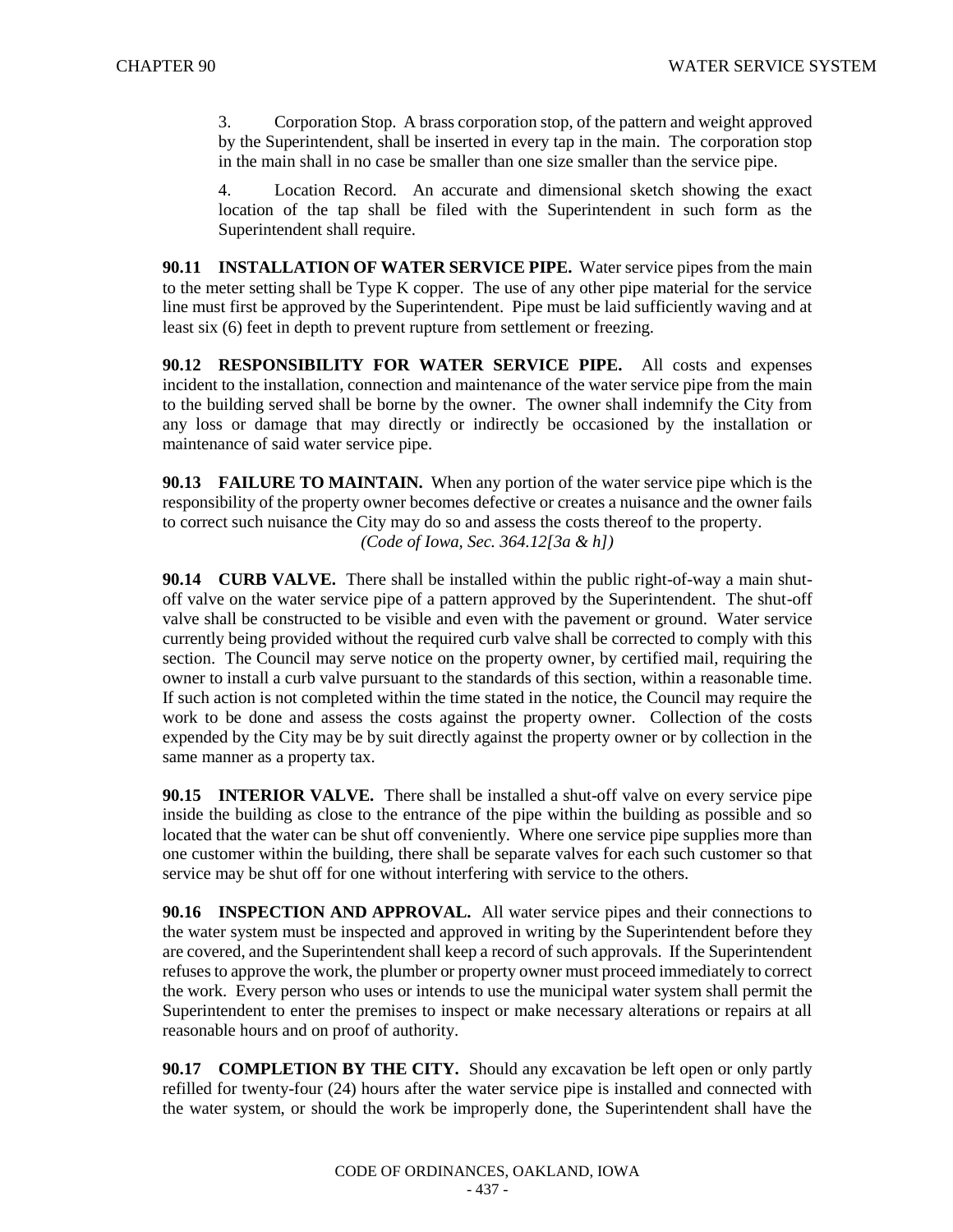3. Corporation Stop. A brass corporation stop, of the pattern and weight approved by the Superintendent, shall be inserted in every tap in the main. The corporation stop in the main shall in no case be smaller than one size smaller than the service pipe.

4. Location Record. An accurate and dimensional sketch showing the exact location of the tap shall be filed with the Superintendent in such form as the Superintendent shall require.

**90.11 INSTALLATION OF WATER SERVICE PIPE.** Water service pipes from the main to the meter setting shall be Type K copper. The use of any other pipe material for the service line must first be approved by the Superintendent. Pipe must be laid sufficiently waving and at least six (6) feet in depth to prevent rupture from settlement or freezing.

**90.12 RESPONSIBILITY FOR WATER SERVICE PIPE.** All costs and expenses incident to the installation, connection and maintenance of the water service pipe from the main to the building served shall be borne by the owner. The owner shall indemnify the City from any loss or damage that may directly or indirectly be occasioned by the installation or maintenance of said water service pipe.

**90.13 FAILURE TO MAINTAIN.** When any portion of the water service pipe which is the responsibility of the property owner becomes defective or creates a nuisance and the owner fails to correct such nuisance the City may do so and assess the costs thereof to the property.

*(Code of Iowa, Sec. 364.12[3a & h])*

**90.14 CURB VALVE.** There shall be installed within the public right-of-way a main shut-off valve on the water service pipe of a pattern approved by the Superintendent. The shut-off valve shall be constructed to be visible and even with the pavement or ground. Water service currently being provided without the required curb valve shall be corrected to comply with this section. The Council may serve notice on the property owner, by certified mail, requiring the owner to install a curb valve pursuant to the standards of this section, within a reasonable time. If such action is not completed within the time stated in the notice, the Council may require the work to be done and assess the costs against the property owner. Collection of the costs expended by the City may be by suit directly against the property owner or by collection in the same manner as a property tax.

**90.15 INTERIOR VALVE.** There shall be installed a shut-off valve on every service pipe inside the building as close to the entrance of the pipe within the building as possible and so located that the water can be shut off conveniently. Where one service pipe supplies more than one customer within the building, there shall be separate valves for each such customer so that service may be shut off for one without interfering with service to the others.

**90.16 INSPECTION AND APPROVAL.** All water service pipes and their connections to the water system must be inspected and approved in writing by the Superintendent before they are covered, and the Superintendent shall keep a record of such approvals. If the Superintendent refuses to approve the work, the plumber or property owner must proceed immediately to correct the work. Every person who uses or intends to use the municipal water system shall permit the Superintendent to enter the premises to inspect or make necessary alterations or repairs at all reasonable hours and on proof of authority.

**90.17 COMPLETION BY THE CITY.** Should any excavation be left open or only partly refilled for twenty-four (24) hours after the water service pipe is installed and connected with the water system, or should the work be improperly done, the Superintendent shall have the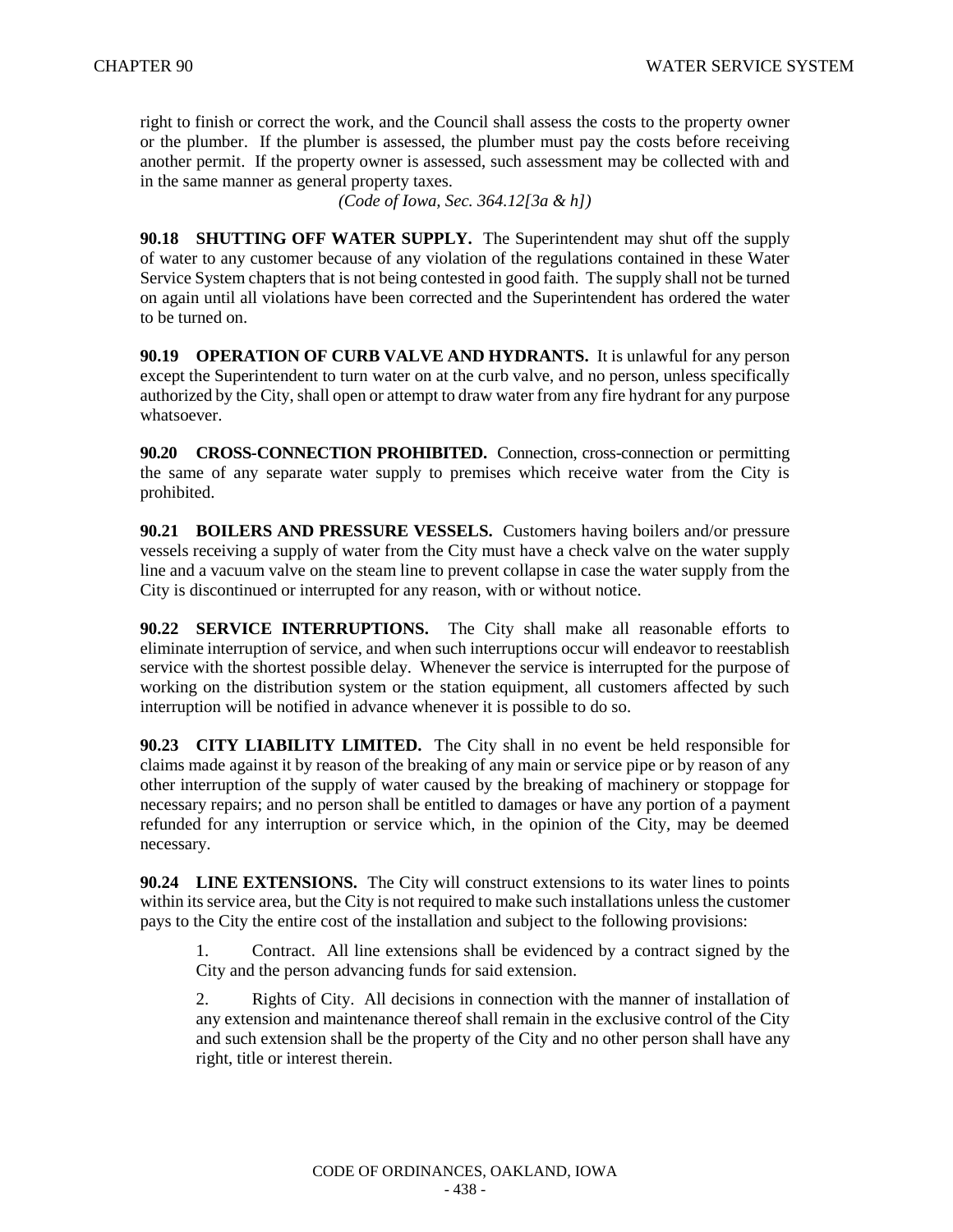right to finish or correct the work, and the Council shall assess the costs to the property owner or the plumber. If the plumber is assessed, the plumber must pay the costs before receiving another permit. If the property owner is assessed, such assessment may be collected with and in the same manner as general property taxes.

*(Code of Iowa, Sec. 364.12[3a & h])*

**90.18 SHUTTING OFF WATER SUPPLY.** The Superintendent may shut off the supply of water to any customer because of any violation of the regulations contained in these Water Service System chapters that is not being contested in good faith. The supply shall not be turned on again until all violations have been corrected and the Superintendent has ordered the water to be turned on.

**90.19 OPERATION OF CURB VALVE AND HYDRANTS.** It is unlawful for any person except the Superintendent to turn water on at the curb valve, and no person, unless specifically authorized by the City, shall open or attempt to draw water from any fire hydrant for any purpose whatsoever.

**90.20 CROSS-CONNECTION PROHIBITED.** Connection, cross-connection or permitting the same of any separate water supply to premises which receive water from the City is prohibited.

**90.21 BOILERS AND PRESSURE VESSELS.** Customers having boilers and/or pressure vessels receiving a supply of water from the City must have a check valve on the water supply line and a vacuum valve on the steam line to prevent collapse in case the water supply from the City is discontinued or interrupted for any reason, with or without notice.

**90.22 SERVICE INTERRUPTIONS.** The City shall make all reasonable efforts to eliminate interruption of service, and when such interruptions occur will endeavor to reestablish service with the shortest possible delay. Whenever the service is interrupted for the purpose of working on the distribution system or the station equipment, all customers affected by such interruption will be notified in advance whenever it is possible to do so.

**90.23 CITY LIABILITY LIMITED.** The City shall in no event be held responsible for claims made against it by reason of the breaking of any main or service pipe or by reason of any other interruption of the supply of water caused by the breaking of machinery or stoppage for necessary repairs; and no person shall be entitled to damages or have any portion of a payment refunded for any interruption or service which, in the opinion of the City, may be deemed necessary.

**90.24 LINE EXTENSIONS.** The City will construct extensions to its water lines to points within its service area, but the City is not required to make such installations unless the customer pays to the City the entire cost of the installation and subject to the following provisions:

1. Contract. All line extensions shall be evidenced by a contract signed by the City and the person advancing funds for said extension.

2. Rights of City. All decisions in connection with the manner of installation of any extension and maintenance thereof shall remain in the exclusive control of the City and such extension shall be the property of the City and no other person shall have any right, title or interest therein.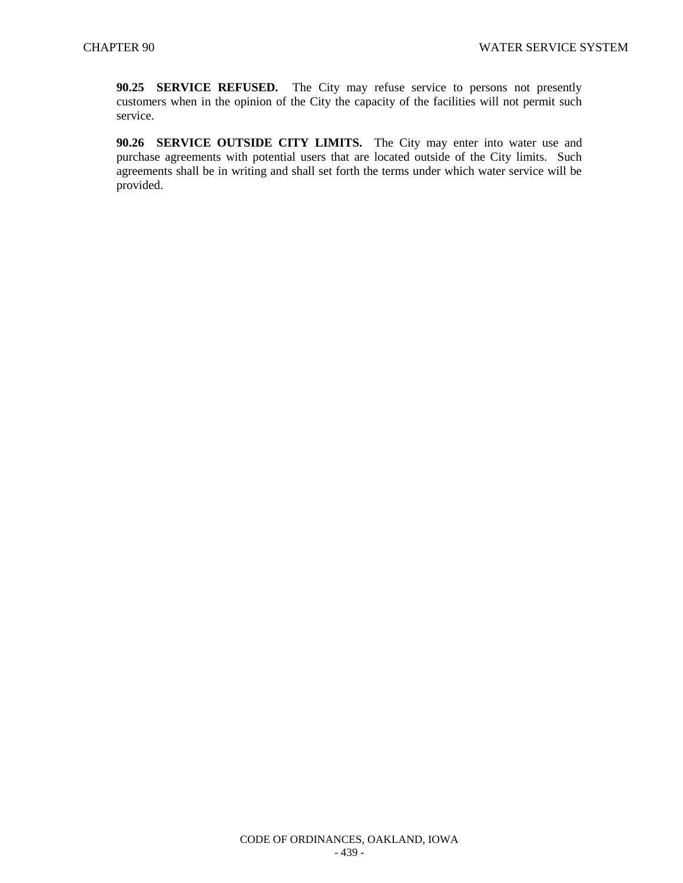**90.25 SERVICE REFUSED.** The City may refuse service to persons not presently customers when in the opinion of the City the capacity of the facilities will not permit such service.

**90.26 SERVICE OUTSIDE CITY LIMITS.** The City may enter into water use and purchase agreements with potential users that are located outside of the City limits. Such agreements shall be in writing and shall set forth the terms under which water service will be provided.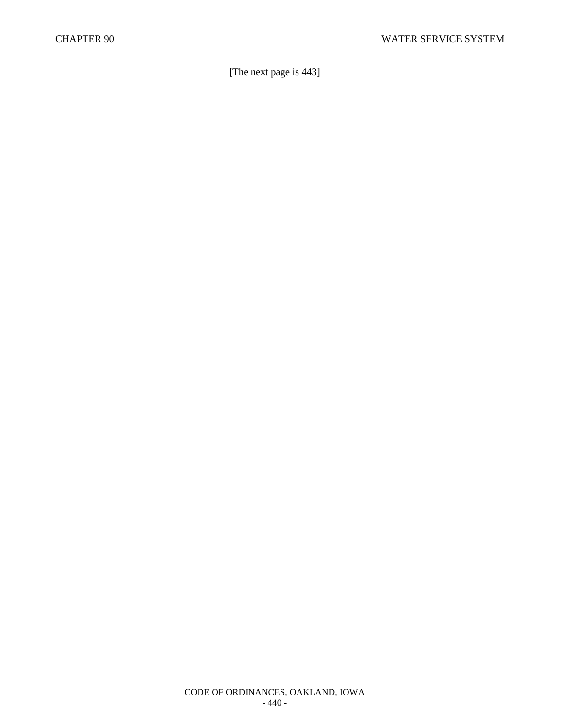[The next page is 443]